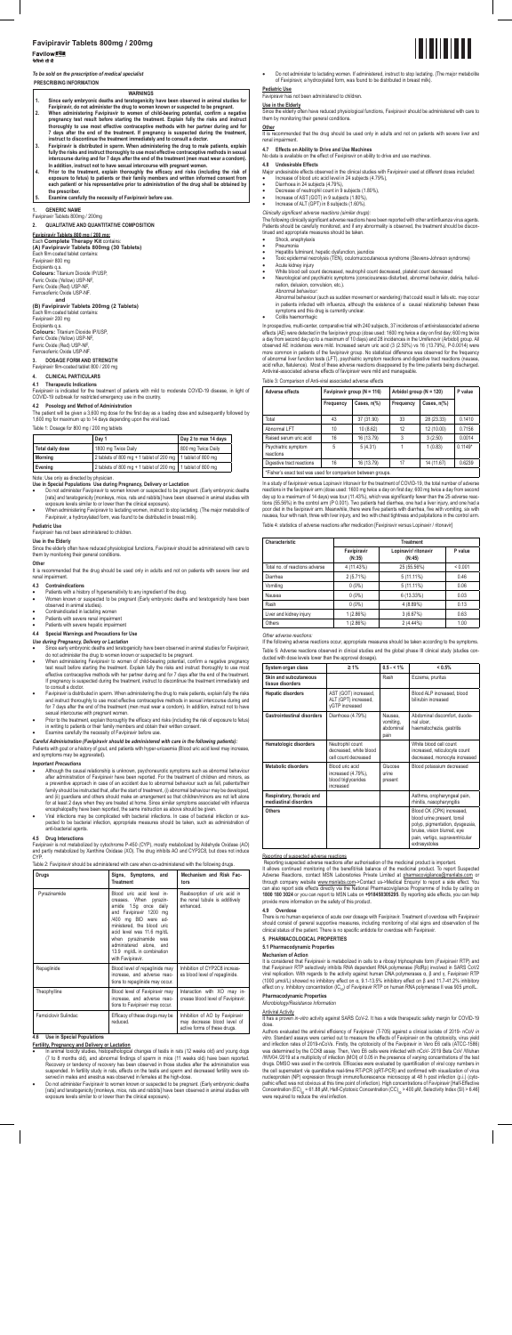# Favipiravir Tablets 800mg / 200mg

**Favilow**

*To be sold on the prescription of medical specialist*

**PRESCRIBING INFORMATION**

**WARNINGS**

1. **Since early embryonic deaths and teratogenicity have been observed in animal studies for Favipiravir, do not administer the drug to women known or suspected to be pregnant.**
2. **When administering Favipiravir to women of child-bearing potential, confirm a negative pregnancy test result before starting the treatment. Explain fully the risks and instruct thoroughly to use most effective contraceptive methods with her partner during and for 7 days after the end of the treatment. If pregnancy is suspected during the treatment, instruct to discontinue the treatment immediately and to consult a doctor.**
3. **Favipiravir is distributed in sperm. When administering the drug to male patients, explain fully the risks and instruct thoroughly to use most effective contraceptive methods in sexual intercourse during and for 7 days after the end of the treatment (men must wear a condom). In addition, instruct not to have sexual intercourse with pregnant women.**
4. **Prior to the treatment, explain thoroughly the efficacy and risks (including the risk of exposure to fetus) to patients or their family members and written informed consent from each patient or his representative prior to administration of the drug shall be obtained by the prescriber.**
5. **Examine carefully the necessity of Favipiravir before use.**

## 1. GENERIC NAME

Favipiravir Tablets 800mg / 200mg

## 2. QUALITATIVE AND QUANTITATIVE COMPOSITION

**Favipiravir Tablets 800 mg / 200 mg:**
Each **Complete Therapy Kit** contains:
**(A) Favipiravir Tablets 800mg (30 Tablets)**
Each film coated tablet contains:
Favipiravir 800 mg
Excipients q.s.
**Colours:** Titanium Dioxide IP/USP,
Ferric Oxide (Yellow) USP-NF,
Ferric Oxide (Red) USP-NF,
Ferrosoferric Oxide USP-NF.

**and**

**(B) Favipiravir Tablets 200mg (2 Tablets)**
Each film coated tablet contains:
Favipiravir 200 mg
Excipients q.s.
**Colours:** Titanium Dioxide IP/USP,
Ferric Oxide (Yellow) USP-NF,
Ferric Oxide (Red) USP-NF,
Ferrosoferric Oxide USP-NF.

## 3. DOSAGE FORM AND STRENGTH

Favipiravir film-coated tablet 800 / 200 mg

## 4. CLINICAL PARTICULARS

### 4.1 Therapeutic Indications

Favipiravir is indicated for the treatment of patients with mild to moderate COVID-19 disease, in light of COVID-19 outbreak for restricted emergency use in the country.

### 4.2 Posology and Method of Administration

The patient will be given a 3,600 mg dose for the first day as a loading dose and subsequently followed by 1,600 mg for maximum up to 14 days depending upon the viral load.

Table 1: Dosage for 800 mg / 200 mg tablets

| | Day 1 | Day 2 to max 14 days |
|---|---|---|
| **Total daily dose** | 1800 mg Twice Daily | 800 mg Twice Daily |
| **Morning** | 2 tablets of 800 mg + 1 tablet of 200 mg | 1 tablet of 800 mg |
| **Evening** | 2 tablets of 800 mg + 1 tablet of 200 mg | 1 tablet of 800 mg |

Note: Use only as directed by physician.

**Use in Special Populations Use during Pregnancy, Delivery or Lactation**

- Do not administer Favipiravir to women known or suspected to be pregnant. (Early embryonic deaths (rats) and teratogenicity (monkeys, mice, rats and rabbits) have been observed in animal studies with exposure levels similar to or lower than the clinical exposure).
- When administering Favipiravir to lactating women, instruct to stop lactating. (The major metabolite of Favipiravir, a hydroxylated form, was found to be distributed in breast milk).

**Pediatric Use**

Favipiravir has not been administered to children.

**Use in the Elderly**

Since the elderly often have reduced physiological functions, Favipiravir should be administered with care to them by monitoring their general conditions.

**Other**

It is recommended that the drug should be used only in adults and not on patients with severe liver and renal impairment.

### 4.3 Contraindications

- Patients with a history of hypersensitivity to any ingredient of the drug.
- Women known or suspected to be pregnant (Early embryonic deaths and teratogenicity have been observed in animal studies).
- Contraindicated in lactating women
- Patients with severe renal impairment
- Patients with severe hepatic impairment

### 4.4 Special Warnings and Precautions for Use

**Use during Pregnancy, Delivery or Lactation**

- Since early embryonic deaths and teratogenicity have been observed in animal studies for Favipiravir, do not administer the drug to women known or suspected to be pregnant.
- When administering Favipiravir to women of child-bearing potential, confirm a negative pregnancy test result before starting the treatment. Explain fully the risks and instruct thoroughly to use most effective contraceptive methods with her partner during and for 7 days after the end of the treatment. If pregnancy is suspected during the treatment, instruct to discontinue the treatment immediately and to consult a doctor.
- Favipiravir is distributed in sperm. When administering the drug to male patients, explain fully the risks and instruct thoroughly to use most effective contraceptive methods in sexual intercourse during and for 7 days after the end of the treatment (men must wear a condom). In addition, instruct not to have sexual intercourse with pregnant women.
- Prior to the treatment, explain thoroughly the efficacy and risks (including the risk of exposure to fetus) in writing to patients or their family members and obtain their written consent.
- Examine carefully the necessity of Favipiravir before use.

***Careful Administration (Favipiravir should be administered with care in the following patients):***
Patients with gout or a history of gout, and patients with hyper-uricaemia (Blood uric acid level may increase, and symptoms may be aggravated).

***Important Precautions***

- Although the causal relationship is unknown, psychoneurotic symptoms such as abnormal behaviour after administration of Favipiravir have been reported. For the treatment of children and minors, as a preventive approach in case of an accident due to abnormal behaviour such as fall, patients/their family should be instructed that, after the start of treatment, (i) abnormal behaviour may be developed, and (ii) guardians and others should make an arrangement so that children/minors are not left alone for at least 2 days when they are treated at home. Since similar symptoms associated with influenza encephalopathy have been reported, the same instruction as above should be given.
- Viral infections may be complicated with bacterial infections. In case of bacterial infection or suspected to be bacterial infection, appropriate measures should be taken, such as administration of anti-bacterial agents.

### 4.5 Drug Interactions

Favipiravir is not metabolized by cytochrome P-450 (CYP), mostly metabolized by Aldehyde Oxidase (AO) and partly metabolized by Xanthine Oxidase (XO). The drug inhibits AO and CYP2C8, but does not induce CYP.

Table 2: Favipiravir should be administered with care when co-administered with the following drugs.

| Drugs | Signs, Symptoms, and Treatment | Mechanism and Risk Factors |
|---|---|---|
| Pyrazinamide | Blood uric acid level increases. When pyrazinamide 1.5g once daily and Favipiravir 1200 mg /400 mg BID were administered, the blood uric acid level was 11.6 mg/dL when pyrazinamide was administered alone, and 13.9 mg/dL in combination with Favipiravir. | Reabsorption of uric acid in the renal tubule is additively enhanced. |
| Repaglinide | Blood level of repaglinide may increase, and adverse reactions to repaglinide may occur. | Inhibition of CYP2C8 increases blood level of repaglinide. |
| Theophylline | Blood level of Favipiravir may increase, and adverse reactions to Favipiravir may occur. | Interaction with XO may increase blood level of Favipiravir. |
| Famciclovir Sulindac | Efficacy of these drugs may be reduced. | Inhibition of AO by Favipiravir may decrease blood level of active forms of these drugs. |

### 4.6 Use in Special Populations

**Fertility, Pregnancy and Delivery or Lactation**

- In animal toxicity studies, histopathological changes of testis in rats (12 weeks old) and young dogs (7 to 8 months old), and abnormal findings of sperm in mice (11 weeks old) have been reported. Recovery or tendency of recovery has been observed in those studies after the administration was suspended. In fertility study in rats, effects on the testis and sperm and decreased fertility were observed in males and anestrus was observed in females at the high-dose.
- Do not administer Favipiravir to women known or suspected to be pregnant. (Early embryonic deaths (rats) and teratogenicity (monkeys, mice, rats and rabbits) have been observed in animal studies with exposure levels similar to or lower than the clinical exposure).
- Do not administer to lactating women. If administered, instruct to stop lactating. (The major metabolite of Favipiravir, a hydroxylated form, was found to be distributed in breast milk).

**Pediatric Use**

Favipiravir has not been administered to children.

**Use in the Elderly**

Since the elderly often have reduced physiological functions, Favipiravir should be administered with care to them by monitoring their general conditions.

**Other**

It is recommended that the drug should be used only in adults and not on patients with severe liver and renal impairment.

### 4.7 Effects on Ability to Drive and Use Machines

No data is available on the effect of Favipiravir on ability to drive and use machines.

### 4.8 Undesirable Effects

Major undesirable effects observed in the clinical studies with Favipiravir used at different doses included:

- Increase of blood uric acid level in 24 subjects (4.79%),
- Diarrhoea in 24 subjects (4.79%),
- Decrease of neutrophil count in 9 subjects (1.80%),
- Increase of AST (GOT) in 9 subjects (1.80%),
- Increase of ALT (GPT) in 8 subjects (1.60%).

*Clinically significant adverse reactions (similar drugs):*
The following clinically significant adverse reactions have been reported with other antiinfluenza virus agents. Patients should be carefully monitored, and if any abnormality is observed, the treatment should be discontinued and appropriate measures should be taken.

- Shock, anaphylaxis
- Pneumonia
- Hepatitis fulminant, hepatic dysfunction, jaundice
- Toxic epidermal necrolysis (TEN), oculomucocutaneous syndrome (Stevens-Johnson syndrome)
- Acute kidney injury
- White blood cell count decreased, neutrophil count decreased, platelet count decreased
- Neurological and psychiatric symptoms (consciousness disturbed, abnormal behavior, delirium, hallucination, delusion, convulsion, etc.)
  *Abnormal behaviour:*
  Abnormal behaviour (such as sudden movement or wandering) that could result in falls etc. may occur in patients infected with influenza, although the existence of a causal relationship between these symptoms and this drug is currently unclear.
- Colitis haemorrhagic

In prospective, multi-center, comparative trial with 240 subjects, 37 incidences of antiviralassociated adverse effects (AE) were detected in the favipiravir group (dose used: 1600 mg twice a day on first day; 600 mg twice a day from second day up to a maximum of 10 days) and 28 incidences in the Umifenovir (Arbidol) group. All observed AE incidences were mild. Increased serum uric acid (3 (2.50%) vs 16 (13.79%), P 0.0014) was more common in patients of the favipiravir group. No statistical difference was observed for the frequency of abnormal liver function tests (LFT), psychiatric symptom reactions and digestive tract reactions (nausea, acid reflux, flatulence). Most of these adverse reactions disappeared by the time patients being discharged. Antiviral-associated adverse effects of favipiravir were mild and manageable.

Table 3: Comparison of Anti-viral associated adverse effects

| Adverse effects | Favipiravir group (N = 116) | | Arbidol group (N = 120) | | P value |
|---|---|---|---|---|---|
| | Frequency | Cases, n(%) | Frequency | Cases, n(%) | |
| Total | 43 | 37 (31.90) | 33 | 28 (23.33) | 0.1410 |
| Abnormal LFT | 10 | 10 (8.62) | 12 | 12 (10.00) | 0.7156 |
| Raised serum uric acid | 16 | 16 (13.79) | 3 | 3 (2.50) | 0.0014 |
| Psychiatric symptom reactions | 5 | 5 (4.31) | 1 | 1 (0.83) | 0.1149* |
| Digestive tract reactions | 16 | 16 (13.79) | 17 | 14 (11.67) | 0.6239 |

*Fisher's exact test was used for comparison between groups.

In a study of favipiravir versus Lopinavir /ritonavir for the treatment of COVID-19, the total number of adverse reactions in the favipiravir arm (dose used: 1600 mg twice a day on first day; 600 mg twice a day from second day up to a maximum of 14 days) was four (11.43%), which was significantly fewer than the 25 adverse reactions (55.56%) in the control arm (P<0.001). Two patients had diarrhea, one had a liver injury, and one had a poor diet in the favipiravir arm. Meanwhile, there were five patients with diarrhea, five with vomiting, six with nausea, four with rash, three with liver injury, and two with chest tightness and palpitations in the control arm.

Table 4: statistics of adverse reactions after medication [Favipiravir versus Lopinavir / ritonavir]

| Characteristic | Treatment | | P value |
|---|---|---|---|
| | Favipiravir (N:35) | Lopinavir/ ritonavir (N:45) | |
| Total no. of reactions adverse | 4 (11.43%) | 25 (55.56%) | < 0.001 |
| Diarrhea | 2 (5.71%) | 5 (11.11%) | 0.46 |
| Vomiting | 0 (0%) | 5 (11.11%) | 0.06 |
| Nausea | 0 (0%) | 6 (13.33%) | 0.03 |
| Rash | 0 (0%) | 4 (8.89%) | 0.13 |
| Liver and kidney injury | 1 (2.86%) | 3 (6.67%) | 0.63 |
| Others | 1 (2.86%) | 2 (4.44%) | 1.00 |

*Other adverse reactions:*
If the following adverse reactions occur, appropriate measures should be taken according to the symptoms.

Table 5: Adverse reactions observed in clinical studies and the global phase III clinical study (studies conducted with dose levels lower than the approved dosage).

| System organ class | ≥ 1% | 0.5 - < 1% | < 0.5% |
|---|---|---|---|
| **Skin and subcutaneous tissue disorders** | | Rash | Eczema, pruritus |
| **Hepatic disorders** | AST (GOT) increased, ALT (GPT) increased, γGTP increased | | Blood ALP increased, blood bilirubin increased |
| **Gastrointestinal disorders** | Diarrhoea (4.79%) | Nausea, vomiting, abdominal pain | Abdominal discomfort, duodenal ulcer, haematochezia, gastritis |
| **Hematologic disorders** | Neutrophil count decreased, white blood cell count decreased | | White blood cell count increased, reticulocyte count decreased, monocyte increased |
| **Metabolic disorders** | Blood uric acid increased (4.79%), blood triglycerides increased | Glucose urine present | Blood potassium decreased |
| **Respiratory, thoracic and mediastinal disorders** | | | Asthma, oropharyngeal pain, rhinitis, nasopharyngitis |
| **Others** | | | Blood CK (CPK) increased, blood urine present, tonsil polyp, pigmentation, dysgeusia, bruise, vision blurred, eye pain, vertigo, supraventricular extrasystoles |

**Reporting of suspected adverse reactions**

Reporting suspected adverse reactions after authorisation of the medicinal product is important.

It allows continued monitoring of the benefit/risk balance of the medicinal product. To report Suspected Adverse Reactions, contact MSN Laboratories Private Limited at pharmacovigilance@msnlabs.com or through company website www.msnlabs.com->Contact us->Medical Enquiry to report a side effect. You can also report side effects directly via the National Pharmacovigilance Programme of India by calling on **1800 180 3024** or you can report to MSN Labs on **+919490305295**. By reporting side effects, you can help provide more information on the safety of this product.

### 4.9 Overdose

There is no human experience of acute over dosage with Favipiravir. Treatment of overdose with Favipiravir should consist of general supportive measures, including monitoring of vital signs and observation of the clinical status of the patient. There is no specific antidote for overdose with Favipiravir.

## 5. PHARMACOLOGICAL PROPERTIES

### 5.1 Pharmacodynamic Properties

**Mechanism of Action**

It is considered that Favipiravir is metabolized in cells to a ribosyl triphosphate form (Favipiravir RTP) and that Favipiravir RTP selectively inhibits RNA dependent RNA polymerase (RdRp) involved in SARS CoV2 viral replication. With regards to the activity against human DNA polymerases α, β and γ, Favipiravir RTP (1000 μmol/L) showed no inhibitory effect on α, 9.1-13.5% inhibitory effect on β and 11.7-41.2% inhibitory effect on γ. Inhibitory concentration ($IC_{50}$) of Favipiravir RTP on human RNA polymerase II was 905 μmol/L.

**Pharmacodynamic Properties**

*Microbiology/Resistance Information*

Antiviral Activity

It has a proven *in-vitro* activity against SARS CoV-2. It has a wide therapeutic safety margin for COVID-19 dose.

Authors evaluated the antiviral efficiency of Favipiravir (T-705) against a clinical isolate of 2019- nCoV *in vitro*. Standard assays were carried out to measure the effects of Favipiravir on the cytotoxicity, virus yield and infection rates of 2019-nCoVs. Firstly, the cytotoxicity of the Favipiravir in Vero E6 cells (ATCC-1586) was determined by the CCK8 assay. Then, Vero E6 cells were infected with nCoV- 2019 Beta CoV /Wuhan /WIV04 /2019 at a multiplicity of infection (MOI) of 0.05 in the presence of varying concentrations of the test drugs. DMSO was used in the controls. Efficacies were evaluated by quantification of viral copy numbers in the cell supernatant via quantitative real-time RT-PCR (qRT-PCR) and confirmed with visualization of virus nucleoprotein (NP) expression through immunofluorescence microscopy at 48 h post infection (p.i.) (cytopathic effect was not obvious at this time point of infection). High concentrations of Favipiravir (Half-Effective Concentration ($EC_{50}$) = 61.88 μM, Half-Cytotoxic Concentration ($CC_{50}$) > 400 μM, Selectivity Index (SI) > 6.46) were required to reduce the viral infection.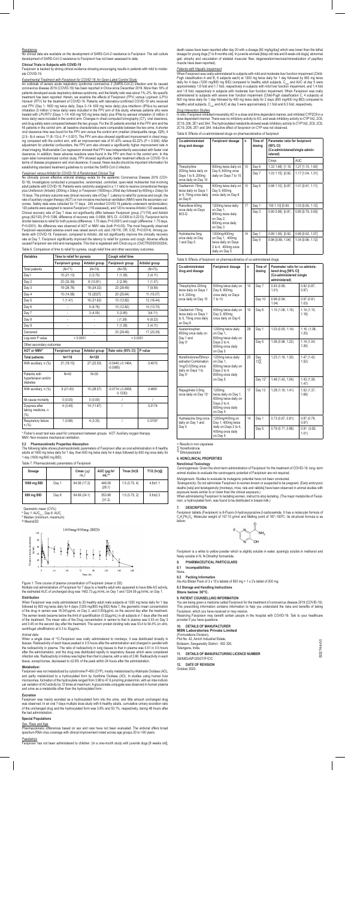## Resistance

No clinical data are available on the development of SARS-CoV-2 resistance to Favipiravir. The cell culture development of SARS-CoV-2 resistance to Favipiravir has not been assessed to date.

## Clinical Trials in Subjects with COVID-19

Favipiravir is backed by strong clinical evidence showing encouraging results in patients with mild to moderate COVID-19.

### *Experimental Treatment with Favipiravir for COVID-19: An Open-Label Control Study*

An outbreak of severe acute respiratory syndrome coronavirus 2 (SARS-CoV-2) infection and its caused coronavirus disease 2019 (COVID-19) has been reported in China since December 2019. More than 16% of patients developed acute respiratory distress syndrome, and the fatality ratio was about 1%–2%. No specific treatment has been reported. Herein, we examine the effects of Favipiravir (FPV) versus Lopinavir (LPV)/ ritonavir (RTV) for the treatment of COVID-19. Patients with laboratory-confirmed COVID-19 who received oral FPV (Day 1: 1600 mg twice daily; Days 2–14: 600 mg twice daily) plus interferon (IFN)-α by aerosol inhalation (5 million U twice daily) were included in the FPV arm of this study, whereas patients who were treated with LPV/RTV (Days 1–14: 400 mg/100 mg twice daily) plus IFN-α by aerosol inhalation (5 million U twice daily) were included in the control arm. Changes in chest computed tomography (CT), viral clearance, and drug safety were compared between the two groups. For the 35 patients enrolled in the FPV arm and the 45 patients in the control arm, all baseline characteristics were comparable between the two arms. A shorter viral clearance time was found for the FPV arm versus the control arm (median (interquartile range, IQR), 4 (2.5– 9) d versus 11 (8–13) d, P < 0.001). The FPV arm also showed significant improvement in chest imaging compared with the control arm, with an improvement rate of 91.43% versus 62.22% (P = 0.004). After adjustment for potential confounders, the FPV arm also showed a significantly higher improvement rate in chest imaging. Multivariable Cox regression showed that FPV was independently associated with faster viral clearance. In addition, fewer adverse reactions were found in the FPV arm than in the control arm. In this open-label nonrandomized control study, FPV showed significantly better treatment effects on COVID-19 in terms of disease progression and viral clearance; if causal, these results should be important information for establishing standard treatment guidelines to combat the SARS-CoV-2 infection.

### *Favipiravir versus Arbidol for COVID-19: A Randomized Clinical Trial*

No clinically proven effective antiviral strategy exists for the epidemic Coronavirus Disease 2019 (COVID-19). Investigators conducted a prospective, randomized, controlled, open-label multicenter trial involving adult patients with COVID-19. Patients were randomly assigned in a 1:1 ratio to receive conventional therapy plus Umifenovir (Arbidol) (200mg x 3/day) or Favipiravir (1600mg x 2/first day followed by 600mg x 2/day) for 10 days. The primary outcome was clinical recovery rate of Day 7. Latency to relief for pyrexia and cough, the rate of auxiliary oxygen therapy (AOT) or non-invasive mechanical ventilation (NMV) were the secondary outcomes. Safety data were collected for 17 days. 240 enrolled COVID-19 patients underwent randomization; 120 patients were assigned to receive Favipiravir (116 assessed), and 120 to receive Arbidol (120 assessed). Clinical recovery rate of Day 7 does not significantly differ between Favipiravir group (71/116) and Arbidol group (62/120) (P=0.1396, difference of recovery rate: 0.0954; 95% CI: -0.0305 to 0.2213). Favipiravir led to shorter latencies to relief for both pyrexia (difference: 1.70 days, P<0.0001) and cough (difference: 1.75 days, P<0.0001). No difference was observed of AOT or NMV rate (both P>0.05). The most frequently observed Favipiravir-associated adverse event was raised serum uric acid (16/116, OR: 5.52, P=0.0014). Among patients with COVID-19, Favipiravir, compared to Arbidol, did not significantly improve the clinically recovery rate at Day 7. Favipiravir significantly improved the latency to relief for pyrexia and cough. Adverse effects caused Favipiravir are mild and manageable. This trial is registered with Chictr.org.cn (ChiCTR200030254).

Table 6. Comparison of time to relief for pyrexia, cough relief time and other secondary outcomes.

| Variables | Time to relief for pyrexia | | Cough relief time | |
|---|---|---|---|---|
| | Favipiravir group | Arbidol group | Favipiravir group | Arbidol group |
| Total patients | (N=71) | (N=74) | (N=78) | (N=73) |
| Day 1 | 15 (21.13) | 2 (2.70) | 1 (1.28) | 3 (4.11) |
| Day 2 | 23 (32.39) | 8 (10.81) | 2 (2.56) | 1 (1.37) |
| Day 3 | 19 (26.76) | 18 (24.32) | 23 (29.49) | 7 (9.59) |
| Day 4 | 10 (14.08) | 15 (20.27) | 20 (25.64) | 11 (15.07) |
| Day 5 | 1 (1.41) | 16 (21.62) | 10 (12.82) | 12 (16.44) |
| Day 6 | / | 5 (6.76) | 10 (12.82) | 10 (13.70) |
| Day 7 | / | 3 (4.05) | 3 (3.85) | 3(4.11) |
| Day 8 | / | / | 1 (1.28) | 6 (8.22) |
| Day 9 | / | / | 1 (1.28) | 3 (4.11) |
| Censored | / | / | 23 (29.49) | 17 (23.29) |
| Log-rank P value | < 0.0001 | | < 0.0001 | |

Other secondary outcomes

| AOT or NMV* | Favipiravir group | Arbidol group | Rate ratio (95% CI) | P value |
|---|---|---|---|---|
| **Total patients** | **N=116** | **N=120** | | |
| With auxiliary, n (%) | 21 (18.10) | 27 (22.50) | -0.0440 (-0.1464, -0.0585) | 0.4015 |
| Patients with hypertension and/or diabetes | N=42 | N=35 | | |
| With auxiliary, n (%) | 9 (21.43) | 10 (28.57) | -0.0714 (-0.2658, 0.1230) | 0.4691 |
| All-cause mortality | 0 (0.00) | 0 (0.00) | / | / |
| Dyspnea after taking medicine, n (%) | 4 (3.45) | 14 (11.67) | / | 0.0174 |
| Respiratory failure n (%) | 1 (0.86) | 4 (3.33) | / | 0.3700* |

\* Fisher's exact test was used for comparison between groups. AOT: Auxiliary oxygen therapy. NMV: Non-invasive mechanical ventilation.

### 5.2 Pharmacokinetic Properties Absorption

The following table shows pharmacokinetic parameters of Favipiravir after an oral administration in 8 healthy adults at 1600 mg twice daily for 1 day, then 600 mg twice daily for 4 days followed by 600 mg once daily for 1 day (1600 mg/600 mg BID).

Table 7: Pharmacokinetic parameters of Favipiravir

| Dosage | | Cmax (µg/mL)[#] | AUC (µg.hr/mL)[#] | Tmax (hr)$ | T1/2 (hr)@ |
|---|---|---|---|---|---|
| **1600 mg BID** | Day 1 | 64.56 (17.2) | 446.09 (28.1) | 1.5 (0.75, 4) | 4.8±1.1 |
| **600 mg BID** | Day 6 | 64.69 (24.1) | 553.98 (31.2) | 1.5 (0.75, 2) | 5.6±2.3 |

Geometric mean (CV%)
# Day 1: $AUC_{0-∞}$ Day 6: $AUC_{τ}$
$ Median (minimum, maximum)
@ Mean±SD

1600mg/600mg (BID)

Favipiravir concentration (µg/mL)

Time (hr)

0 24 48 72 96 120 144 168

Figure 1: Time course of plasma concentration of Favipiravir (mean ± SD)

Multiple oral administration of Favipiravir for 7 days to a healthy adult who appeared to have little AO activity, the estimated AUC of unchanged drug was 1452.73 µg.hr/mL on Day 1 and 1324.09 µg.hr/mL on Day 7.

### Distribution

When Favipiravir was orally administered to 20 healthy adult male subjects at 1200 mg twice daily for 1 day followed by 800 mg twice daily for 4 days (1200 mg/800 mg BID) Note 7), the geometric mean concentration of the drug in semen was 18.341µg/mL on Day 3, and 0.053µg/mL on the second day after the treatment. The semen levels became below the limit of quantification (0.02µg/mL) in all subjects in 7 days after the end of the treatment. The mean ratio of the Drug concentration in semen to that in plasma was 0.53 on Day 3 and 0.45 on the second day after the treatment. The serum protein binding ratio was 53.4 to 54.4% (*in vitro*, centrifugal ultrafiltration) at 0.3 to 30µg/mL.

### *Animal data:*

When a single dose of $^{14}$C-Favipiravir was orally administered to monkeys, it was distributed broadly in tissues. Radioactivity of each tissue peaked in 0.5 hours after the administration and changed in parallel with the radioactivity in plasma. The ratio of radioactivity in lung tissues to that in plasma was 0.51 in 0.5 hours after the administration, and the drug was distributed rapidly to respiratory tissues which were considered infection site. Radioactivity in kidney was higher than that in plasma, with a ratio of 2.66. Radioactivity in each tissue, except bones, decreased to ≤2.6% of the peak within 24 hours after the administration.

### *Metabolism:*

Favipiravir was not metabolized by cytochrome P-450 (CYP), mostly metabolized by Aldehyde Oxidase (AO), and partly metabolized to a hydroxylated form by Xanthine Oxidase (XO). In studies using human liver microsomes, formation of the hydroxylate ranged from 3.98 to 47.6 pmol/mg protein/min, with an inter-individual variation of AO activity by 12 times at maximum. A glucuronide conjugate was observed in human plasma and urine as a metabolite other than the hydroxylated form.

### *Excretion*

Favipiravir was mainly excreted as a hydroxylated form into the urine, and little amount unchanged drug was observed. In an oral 7-days multiple dose study with 6 healthy adults, cumulative urinary excretion ratio of the unchanged drug and the hydroxylated form was 0.8% and 53.1%, respectively, during 48 hours after the last administration.

### Special Populations

#### *Sex, Race and Age*

Pharmacokinetic differences based on sex and race have not been evaluated. The antiviral offers broad spectrum RNA virus coverage with clinical improvement noted across age groups 20 to >90 years.

#### *Paediatrics*

Favipiravir has not been administered to children. [In a one-month study with juvenile dogs (8 weeks old), death cases have been reported after day 20 with a dosage [60 mg/kg/day] which was lower than the lethal dosage for young dogs [7 to 8 months old]. In juvenile animals [6day-old rats and 8-week-old dogs], abnormal gait, atrophy and vacuolation of skeletal muscular fiber, degeneration/necrosis/mineralization of papillary muscle have been reported].

#### *Patients with Hepatic impairment*

When Favipiravir was orally administered to subjects with mild and moderate liver function impairment (Child-Pugh classification A and B, 6 subjects each) at 1200 mg twice daily for 1 day followed by 800 mg twice daily for 4 days (1200 mg/800 mg BID) compared to healthy adult subjects, $C_{max}$ and AUC at day 5 were approximately 1.6 fold and 1.7 fold, respectively in subjects with mild liver function impairment, and 1.4 fold and 1.8 fold, respectively in subjects with moderate liver function impairment. When Favipiravir was orally administered to subjects with severe liver function impairment (Child-Pugh classification C, 4 subjects) at 800 mg twice daily for 1 day followed by 400 mg twice daily for 2 days (800 mg/400 mg BID) compared to healthy adult subjects, $C_{max}$ and AUC at day 3 were approximately 2.1 fold and 6.3 fold, respectively.

#### *Drug Interaction Studies*

In vitro: Favipiravir inhibited irreversibly AO in a dose and time dependent manner, and inhibited CYP2C8 in a dose dependent manner. There was no inhibitory activity to XO, and weak inhibitory activity to CYP1A2, 2C9, 2C19, 2D6, 2E1 and 3A4. The hydroxylated metabolite showed weak inhibitory activity to CYP1A2, 2C8, 2C9, 2C19, 2D6, 2E1 and 3A4. Inductive effect of favipiravir on CYP was not observed.

Table 8: Effects of co-administered drugs on pharmacokinetics of favipiravir

| Co-administrated drug and dosage | Favipiravir dosage | n | Time of dosing | Parameter ratio for favipiravir (90% CI) (Co-administered/single administered) | |
|---|---|---|---|---|---|
| | | | | Cmax | AUC |
| Theophylline 200mg twice daily on Days 1 to 9, 200mg once daily on Day 10 | 600mg twice daily on Day 6, 600mg once daily on Days 7 to 10 | 10 | Day 6 | 1.33 1.48] [1.19, | 1.27 [1.15, 1.40] |
| | | | Day 7 | 1.03 1.15] [0.92, | 1.17 [1.04, 1.31] |
| Oseltamivir 75mg twice daily on Days 1 to 5, 75mg once daily on Day 6 | 600mg twice daily on Day 5, 600mg once daily on Day 6 | 10 | Day 6 | 0.98 1.10] [0.87, | 1.01 [0.91, 1.11] |
| Raloxifene 60mg once daily on Days 1 to 3 | 1200mg twice daily on Day 1, 800mg twice daily on Day 2, 800mg once daily on Day 3 | 17 | Day 1 | 100 1.10] [0.90, | 1.03 [0.95, 1.12] |
| | | | Day 3 | 0.90 0.99] [0.81, | 0.85 [0.79, 0.93] |
| Hydralazine 5mg once daily on Day 1 and Day 5 | 1200mg/400mg on Day 1, 400mg twice daily on Days 2 to 4, 400mg once daily on Day 5 | 14 | Day 1 | 0.99 1.06] [0.92, | 0.99 [0.92, 1.07] |
| | | | Day 5 | 0.96 0.89, 1.04] | 1.04 [0.96, 1.12] |

Table 9: Effects of favipiravir on pharmacokinetics of co-administered drugs

| Co-administrated drug and dosage | Favipiravir dosage | n | Time of dosing | Parameter ratio for co-administered drug [90% CI] (Co-administered/single administered) | |
|---|---|---|---|---|---|
| Theophylline 200mg twice daily on Days 1 to 9, 200mg once daily on Day 10 | 600mg twice daily on Day 6, 600mg once daily on Days 7 to 10 | 10 | Day 7 | 0.93 (0.85, 1.01) | 0.92 (0.87, 0.97) |
| | | | Day 10 | 0.99 (0.94, 1.04) | 0.97 (0.91, 1.03) |
| Oseltamivir 75mg twice daily on Days 1 to 5, 75mg once daily on Day 6 | 600mg twice daily on Day 5, 600mg once daily on Day 6 | 10 | Day 6 | 1.10 (1.06, 1.15) | 1.14 (1.10, 1.18) |
| Acetaminophen 650mg once daily on Day 1 and Day 5[a] | 1200mg twice daily on Day 1, 800mg twice daily on Days 2 to 4, 800mg once daily on Day 5 | 28 | Day 1 | 1.03 (0.93, 1.14) | 1.16 (1.08, 1.25) |
| | | | Day 5 | 1.08 (0.96, 1.22) | 1.14 (1.04, 1.26) |
| Norethindrone/Ethinyl-estradiol Combination 1mg/0.035mg once daily on Days 1 to Day 5[a] | 1200mg twice daily on Day 1, 800mg twice daily on Days 2 to 4, 800mg once daily on Day 5 | 25 | Day 12∑ | 1.23 (1.16, 1.30) | 1.47 (1.42, 1.52) |
| | | | Day 12* | 1.48 (1.42, 1.54) | 1.43 (1.39, 1.47) |
| Repaglinide 0.5mg once daily on Day 13[a] | 1200mg twice daily on Day 1, 800mg twice daily on Days 2 to 4, 800mg once daily on Day 5 | 17 | Day 13 | 1.28 (1.16, 1.41) | 1.52 (1.37, 1.68) |
| Hydralazine 5mg once daily on Day 1 and Day 5 | 1200mg/400mg on Day 1, 400mg twice daily on Days 2 to 4, 400mg once daily on Day 5 | 14 | Day 1 | 0.73 (0.67, 0.81) | 0.87 (0.78, 0.97) |
| | | | Day 5 | 0.79 (0.71, 0.88) | 0.91 (0.82, 1.01) |

a Results in non-Japanese
∑: Norethindrone
* Ethinylestradiol

## 6. NONCLINICAL PROPERTIES

### Nonclinical Toxicology

*Carcinogenesis:* Given the short-term administration of Favipiravir for the treatment of COVID-19, long- term animal studies to evaluate the carcinogenic potential of Favipiravir are not required.

*Mutagenesis:* Studies to evaluate its mutagenic potential have not been conducted.

*Teratogenicity:* Do not administer Favipiravir to women known or suspected to be pregnant. [Early embryonic deaths (rats) and teratogenicity (monkeys, mice, rats and rabbits) have been observed in animal studies with exposure levels similar to or lower than the clinical exposure.]

When administering Favipiravir to lactating women, instruct to stop lactating. (The major metabolite of Favipiravir, a hydroxylated form, was found to be distributed in breast milk.)

## 7. DESCRIPTION

Favipiravir tablets (Favipiravir) is 6-Fluoro-3-hydroxypyrazine-2-carboxamide. It has a molecular formula of $C_5H_4FN_3O_2$. Molecular weight of 157.10 g/mol and Melting point of 187~193°C. Its structural formula is as below:

Favipiravir is a white to yellow powder which is slightly soluble in water, sparingly soluble in methanol and freely soluble in N, N-Dimethyl formamide.

## 8. PHARMACEUTICAL PARTICULARS

### 8.1 Incompatibilities

None.

### 8.2 Packing Information

Alu-Alu Blister Pack of 3 x 10's tablets of 800 mg + 1 x 2's tablet of 200 mg

### 8.3 Storage and Handling Instructions

**Store below 30°C.**

## 9. PATIENT COUNSELLING INFORMATION

You are being given a medicine called Favipiravir for the treatment of coronavirus disease 2019 (COVID-19). This prescribing information contains information to help you understand the risks and benefits of taking Favipiravir, which you have received or may receive.

Receiving Favipiravir may benefit certain people in the hospital with COVID-19. Talk to your healthcare provider if you have questions.

## 10. DETAILS OF MANUFACTURER

**MSN Laboratories Private Limited**

(Formulations Division),
Plot No. 42, Anrich Industrial Estate,
Bollaram, Sangareddy District – 502 325,
Telangana, India.

## 11. DETAILS OF MANUFACTURING LICENCE NUMBER

38/MD/AP/2007/F/CC

## 12. DATE OF REVISION

October 2020.